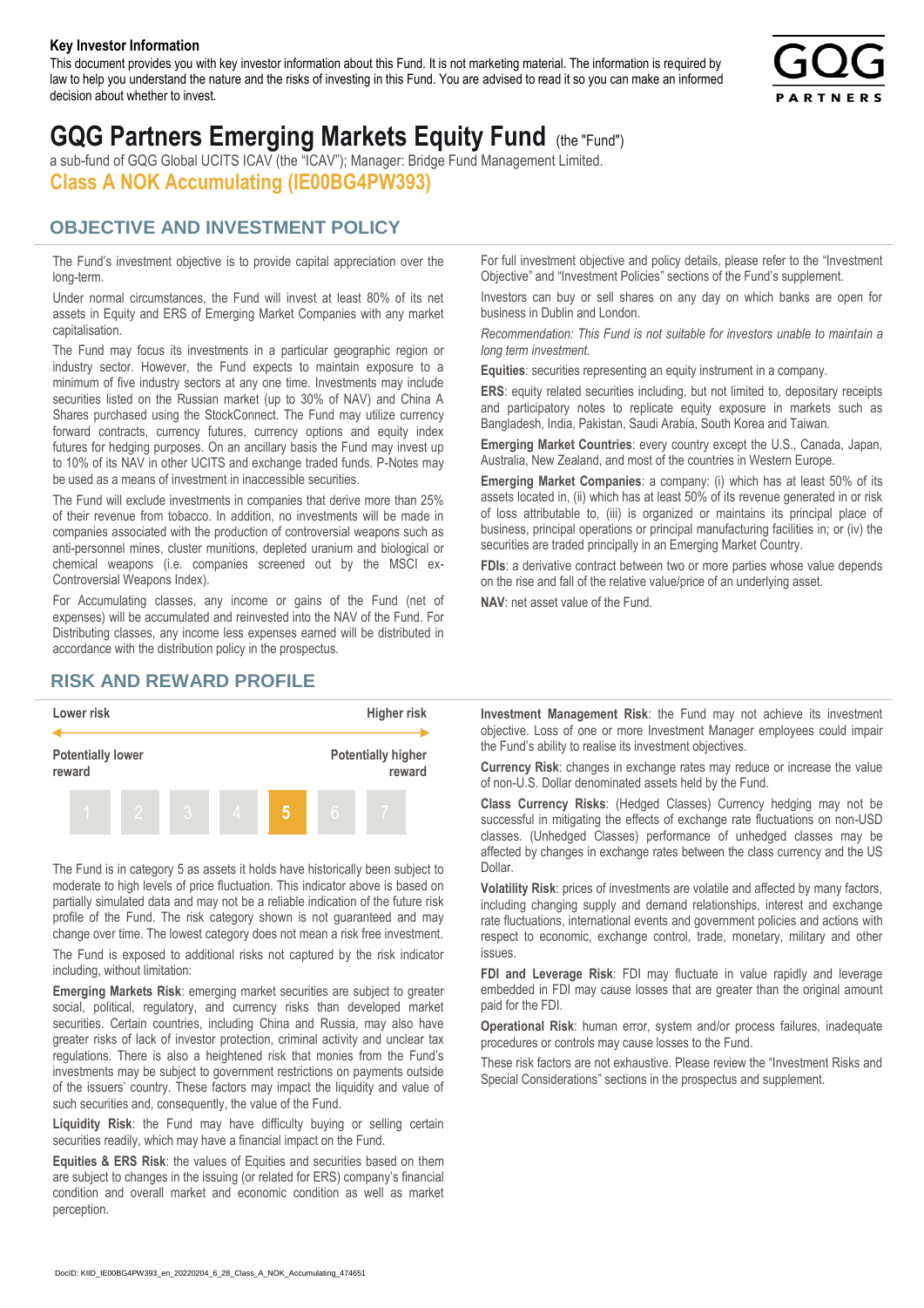**Key Investor Information**

This document provides you with key investor information about this Fund. It is not marketing material. The information is required by law to help you understand the nature and the risks of investing in this Fund. You are advised to read it so you can make an informed decision about whether to invest.

# GQG Partners Emerging Markets Equity Fund (the "Fund")

a sub-fund of GQG Global UCITS ICAV (the "ICAV"); Manager: Bridge Fund Management Limited.

**Class A NOK Accumulating (IE00BG4PW393)**

## OBJECTIVE AND INVESTMENT POLICY

The Fund's investment objective is to provide capital appreciation over the long-term.

Under normal circumstances, the Fund will invest at least 80% of its net assets in Equity and ERS of Emerging Market Companies with any market capitalisation.

The Fund may focus its investments in a particular geographic region or industry sector. However, the Fund expects to maintain exposure to a minimum of five industry sectors at any one time. Investments may include securities listed on the Russian market (up to 30% of NAV) and China A Shares purchased using the StockConnect. The Fund may utilize currency forward contracts, currency futures, currency options and equity index futures for hedging purposes. On an ancillary basis the Fund may invest up to 10% of its NAV in other UCITS and exchange traded funds. P-Notes may be used as a means of investment in inaccessible securities.

The Fund will exclude investments in companies that derive more than 25% of their revenue from tobacco. In addition, no investments will be made in companies associated with the production of controversial weapons such as anti-personnel mines, cluster munitions, depleted uranium and biological or chemical weapons (i.e. companies screened out by the MSCI ex-Controversial Weapons Index).

For Accumulating classes, any income or gains of the Fund (net of expenses) will be accumulated and reinvested into the NAV of the Fund. For Distributing classes, any income less expenses earned will be distributed in accordance with the distribution policy in the prospectus.

For full investment objective and policy details, please refer to the "Investment Objective" and "Investment Policies" sections of the Fund's supplement.

Investors can buy or sell shares on any day on which banks are open for business in Dublin and London.

*Recommendation: This Fund is not suitable for investors unable to maintain a long term investment.*

**Equities**: securities representing an equity instrument in a company.

**ERS**: equity related securities including, but not limited to, depositary receipts and participatory notes to replicate equity exposure in markets such as Bangladesh, India, Pakistan, Saudi Arabia, South Korea and Taiwan.

**Emerging Market Countries**: every country except the U.S., Canada, Japan, Australia, New Zealand, and most of the countries in Western Europe.

**Emerging Market Companies**: a company: (i) which has at least 50% of its assets located in, (ii) which has at least 50% of its revenue generated in or risk of loss attributable to, (iii) is organized or maintains its principal place of business, principal operations or principal manufacturing facilities in; or (iv) the securities are traded principally in an Emerging Market Country.

**FDIs**: a derivative contract between two or more parties whose value depends on the rise and fall of the relative value/price of an underlying asset.

**NAV**: net asset value of the Fund.

## RISK AND REWARD PROFILE

| Lower risk | | | | | | Higher risk |
|---|---|---|---|---|---|---|
| Potentially lower reward | | | | | | Potentially higher reward |
| 1 | 2 | 3 | 4 | **5** | 6 | 7 |

The Fund is in category 5 as assets it holds have historically been subject to moderate to high levels of price fluctuation. This indicator above is based on partially simulated data and may not be a reliable indication of the future risk profile of the Fund. The risk category shown is not guaranteed and may change over time. The lowest category does not mean a risk free investment.

The Fund is exposed to additional risks not captured by the risk indicator including, without limitation:

**Emerging Markets Risk**: emerging market securities are subject to greater social, political, regulatory, and currency risks than developed market securities. Certain countries, including China and Russia, may also have greater risks of lack of investor protection, criminal activity and unclear tax regulations. There is also a heightened risk that monies from the Fund's investments may be subject to government restrictions on payments outside of the issuers' country. These factors may impact the liquidity and value of such securities and, consequently, the value of the Fund.

**Liquidity Risk**: the Fund may have difficulty buying or selling certain securities readily, which may have a financial impact on the Fund.

**Equities & ERS Risk**: the values of Equities and securities based on them are subject to changes in the issuing (or related for ERS) company's financial condition and overall market and economic condition as well as market perception.

**Investment Management Risk**: the Fund may not achieve its investment objective. Loss of one or more Investment Manager employees could impair the Fund's ability to realise its investment objectives.

**Currency Risk**: changes in exchange rates may reduce or increase the value of non-U.S. Dollar denominated assets held by the Fund.

**Class Currency Risks**: (Hedged Classes) Currency hedging may not be successful in mitigating the effects of exchange rate fluctuations on non-USD classes. (Unhedged Classes) performance of unhedged classes may be affected by changes in exchange rates between the class currency and the US Dollar.

**Volatility Risk**: prices of investments are volatile and affected by many factors, including changing supply and demand relationships, interest and exchange rate fluctuations, international events and government policies and actions with respect to economic, exchange control, trade, monetary, military and other issues.

**FDI and Leverage Risk**: FDI may fluctuate in value rapidly and leverage embedded in FDI may cause losses that are greater than the original amount paid for the FDI.

**Operational Risk**: human error, system and/or process failures, inadequate procedures or controls may cause losses to the Fund.

These risk factors are not exhaustive. Please review the "Investment Risks and Special Considerations" sections in the prospectus and supplement.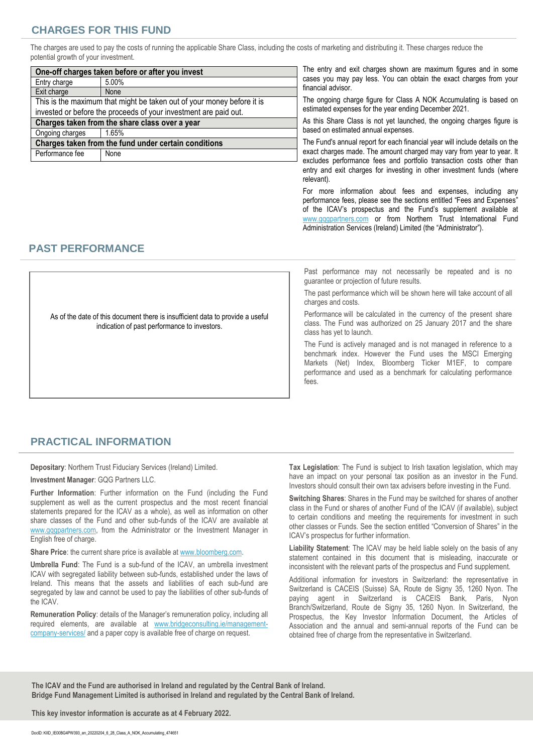## CHARGES FOR THIS FUND

The charges are used to pay the costs of running the applicable Share Class, including the costs of marketing and distributing it. These charges reduce the potential growth of your investment.

| | |
|---|---|
| **One-off charges taken before or after you invest** | |
| Entry charge | 5.00% |
| Exit charge | None |
| This is the maximum that might be taken out of your money before it is invested or before the proceeds of your investment are paid out. | |
| **Charges taken from the share class over a year** | |
| Ongoing charges | 1.65% |
| **Charges taken from the fund under certain conditions** | |
| Performance fee | None |

The entry and exit charges shown are maximum figures and in some cases you may pay less. You can obtain the exact charges from your financial advisor.

The ongoing charge figure for Class A NOK Accumulating is based on estimated expenses for the year ending December 2021.

As this Share Class is not yet launched, the ongoing charges figure is based on estimated annual expenses.

The Fund's annual report for each financial year will include details on the exact charges made. The amount charged may vary from year to year. It excludes performance fees and portfolio transaction costs other than entry and exit charges for investing in other investment funds (where relevant).

For more information about fees and expenses, including any performance fees, please see the sections entitled "Fees and Expenses" of the ICAV's prospectus and the Fund's supplement available at www.gqgpartners.com or from Northern Trust International Fund Administration Services (Ireland) Limited (the "Administrator").

## PAST PERFORMANCE

As of the date of this document there is insufficient data to provide a useful indication of past performance to investors.

Past performance may not necessarily be repeated and is no guarantee or projection of future results.

The past performance which will be shown here will take account of all charges and costs.

Performance will be calculated in the currency of the present share class. The Fund was authorized on 25 January 2017 and the share class has yet to launch.

The Fund is actively managed and is not managed in reference to a benchmark index. However the Fund uses the MSCI Emerging Markets (Net) Index, Bloomberg Ticker M1EF, to compare performance and used as a benchmark for calculating performance fees.

## PRACTICAL INFORMATION

**Depositary**: Northern Trust Fiduciary Services (Ireland) Limited.

**Investment Manager**: GQG Partners LLC.

**Further Information**: Further information on the Fund (including the Fund supplement as well as the current prospectus and the most recent financial statements prepared for the ICAV as a whole), as well as information on other share classes of the Fund and other sub-funds of the ICAV are available at www.gqgpartners.com, from the Administrator or the Investment Manager in English free of charge.

**Share Price**: the current share price is available at www.bloomberg.com.

**Umbrella Fund**: The Fund is a sub-fund of the ICAV, an umbrella investment ICAV with segregated liability between sub-funds, established under the laws of Ireland. This means that the assets and liabilities of each sub-fund are segregated by law and cannot be used to pay the liabilities of other sub-funds of the ICAV.

**Remuneration Policy**: details of the Manager's remuneration policy, including all required elements, are available at www.bridgeconsulting.ie/management-company-services/ and a paper copy is available free of charge on request.

**Tax Legislation**: The Fund is subject to Irish taxation legislation, which may have an impact on your personal tax position as an investor in the Fund. Investors should consult their own tax advisers before investing in the Fund.

**Switching Shares**: Shares in the Fund may be switched for shares of another class in the Fund or shares of another Fund of the ICAV (if available), subject to certain conditions and meeting the requirements for investment in such other classes or Funds. See the section entitled "Conversion of Shares" in the ICAV's prospectus for further information.

**Liability Statement**: The ICAV may be held liable solely on the basis of any statement contained in this document that is misleading, inaccurate or inconsistent with the relevant parts of the prospectus and Fund supplement.

Additional information for investors in Switzerland: the representative in Switzerland is CACEIS (Suisse) SA, Route de Signy 35, 1260 Nyon. The paying agent in Switzerland is CACEIS Bank, Paris, Nyon Branch/Switzerland, Route de Signy 35, 1260 Nyon. In Switzerland, the Prospectus, the Key Investor Information Document, the Articles of Association and the annual and semi-annual reports of the Fund can be obtained free of charge from the representative in Switzerland.

**The ICAV and the Fund are authorised in Ireland and regulated by the Central Bank of Ireland.**
**Bridge Fund Management Limited is authorised in Ireland and regulated by the Central Bank of Ireland.**

**This key investor information is accurate as at 4 February 2022.**

DocID: KIID_IE00BG4PW393_en_20220204_6_28_Class_A_NOK_Accumulating_474651